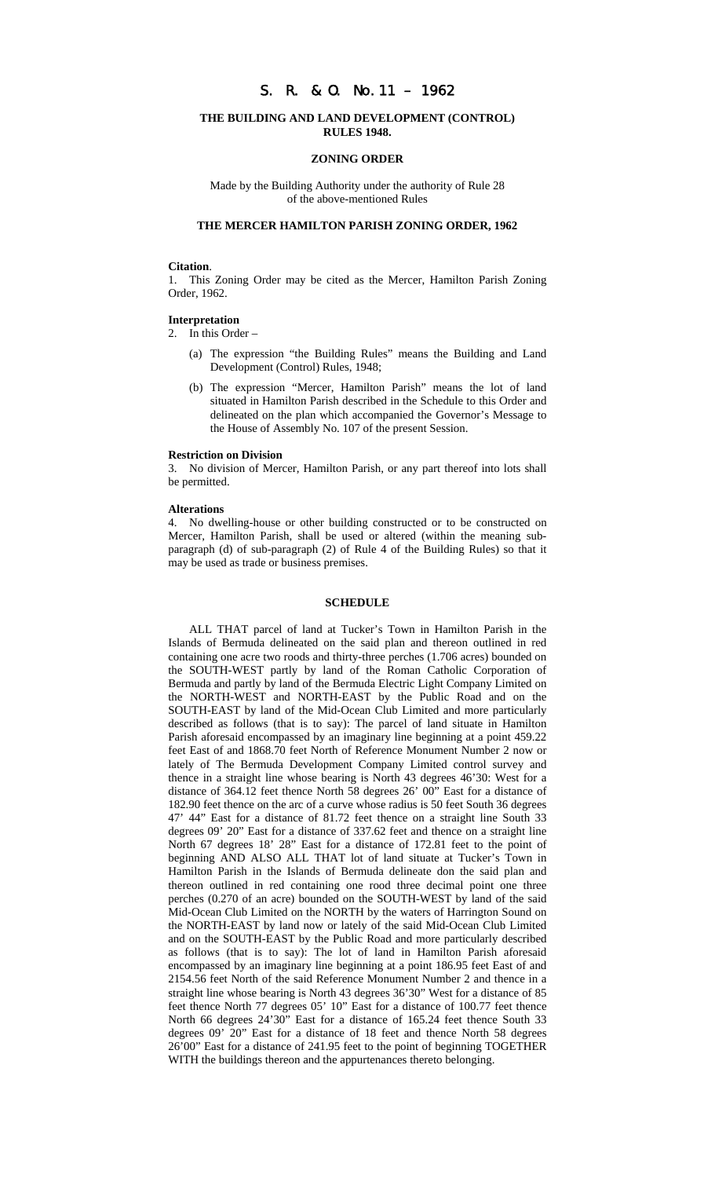# S. R. & O. No. 11 – 1962

**THE BUILDING AND LAND DEVELOPMENT (CONTROL) RULES 1948.**

**ZONING ORDER**

Made by the Building Authority under the authority of Rule 28 of the above-mentioned Rules

**THE MERCER HAMILTON PARISH ZONING ORDER, 1962**

**Citation**.

1. This Zoning Order may be cited as the Mercer, Hamilton Parish Zoning Order, 1962.

**Interpretation**

2. In this Order –

(a) The expression "the Building Rules" means the Building and Land Development (Control) Rules, 1948;

(b) The expression "Mercer, Hamilton Parish" means the lot of land situated in Hamilton Parish described in the Schedule to this Order and delineated on the plan which accompanied the Governor's Message to the House of Assembly No. 107 of the present Session.

**Restriction on Division**

3. No division of Mercer, Hamilton Parish, or any part thereof into lots shall be permitted.

**Alterations**

4. No dwelling-house or other building constructed or to be constructed on Mercer, Hamilton Parish, shall be used or altered (within the meaning sub-paragraph (d) of sub-paragraph (2) of Rule 4 of the Building Rules) so that it may be used as trade or business premises.

**SCHEDULE**

ALL THAT parcel of land at Tucker's Town in Hamilton Parish in the Islands of Bermuda delineated on the said plan and thereon outlined in red containing one acre two roods and thirty-three perches (1.706 acres) bounded on the SOUTH-WEST partly by land of the Roman Catholic Corporation of Bermuda and partly by land of the Bermuda Electric Light Company Limited on the NORTH-WEST and NORTH-EAST by the Public Road and on the SOUTH-EAST by land of the Mid-Ocean Club Limited and more particularly described as follows (that is to say): The parcel of land situate in Hamilton Parish aforesaid encompassed by an imaginary line beginning at a point 459.22 feet East of and 1868.70 feet North of Reference Monument Number 2 now or lately of The Bermuda Development Company Limited control survey and thence in a straight line whose bearing is North 43 degrees 46'30: West for a distance of 364.12 feet thence North 58 degrees 26' 00" East for a distance of 182.90 feet thence on the arc of a curve whose radius is 50 feet South 36 degrees 47' 44" East for a distance of 81.72 feet thence on a straight line South 33 degrees 09' 20" East for a distance of 337.62 feet and thence on a straight line North 67 degrees 18' 28" East for a distance of 172.81 feet to the point of beginning AND ALSO ALL THAT lot of land situate at Tucker's Town in Hamilton Parish in the Islands of Bermuda delineate don the said plan and thereon outlined in red containing one rood three decimal point one three perches (0.270 of an acre) bounded on the SOUTH-WEST by land of the said Mid-Ocean Club Limited on the NORTH by the waters of Harrington Sound on the NORTH-EAST by land now or lately of the said Mid-Ocean Club Limited and on the SOUTH-EAST by the Public Road and more particularly described as follows (that is to say): The lot of land in Hamilton Parish aforesaid encompassed by an imaginary line beginning at a point 186.95 feet East of and 2154.56 feet North of the said Reference Monument Number 2 and thence in a straight line whose bearing is North 43 degrees 36'30" West for a distance of 85 feet thence North 77 degrees 05' 10" East for a distance of 100.77 feet thence North 66 degrees 24'30" East for a distance of 165.24 feet thence South 33 degrees 09' 20" East for a distance of 18 feet and thence North 58 degrees 26'00" East for a distance of 241.95 feet to the point of beginning TOGETHER WITH the buildings thereon and the appurtenances thereto belonging.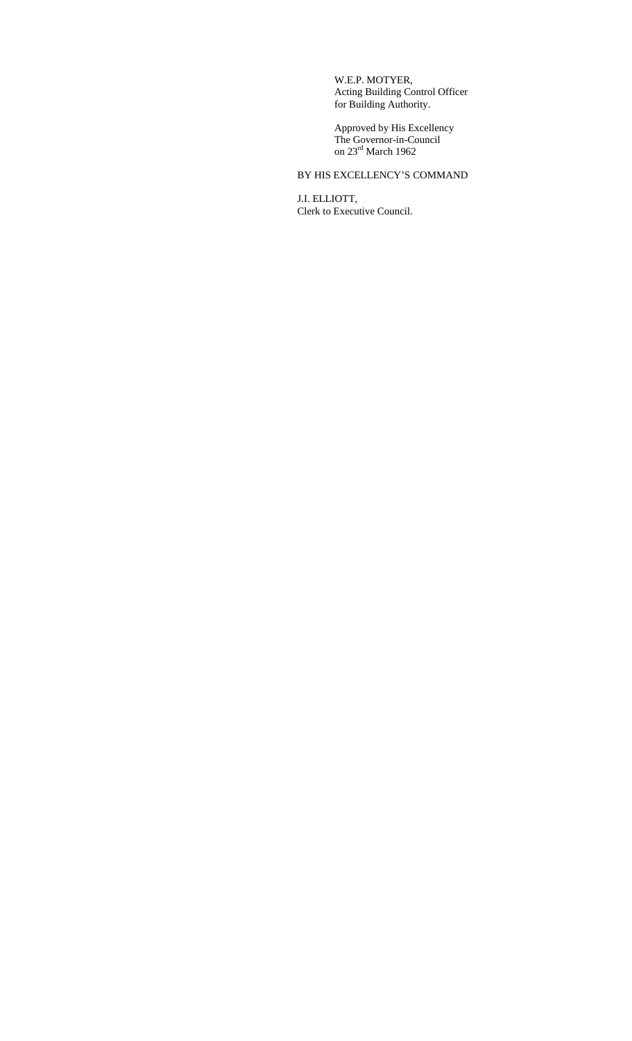W.E.P. MOTYER,
Acting Building Control Officer
for Building Authority.

Approved by His Excellency
The Governor-in-Council
on 23rd March 1962

BY HIS EXCELLENCY'S COMMAND

J.I. ELLIOTT,
Clerk to Executive Council.